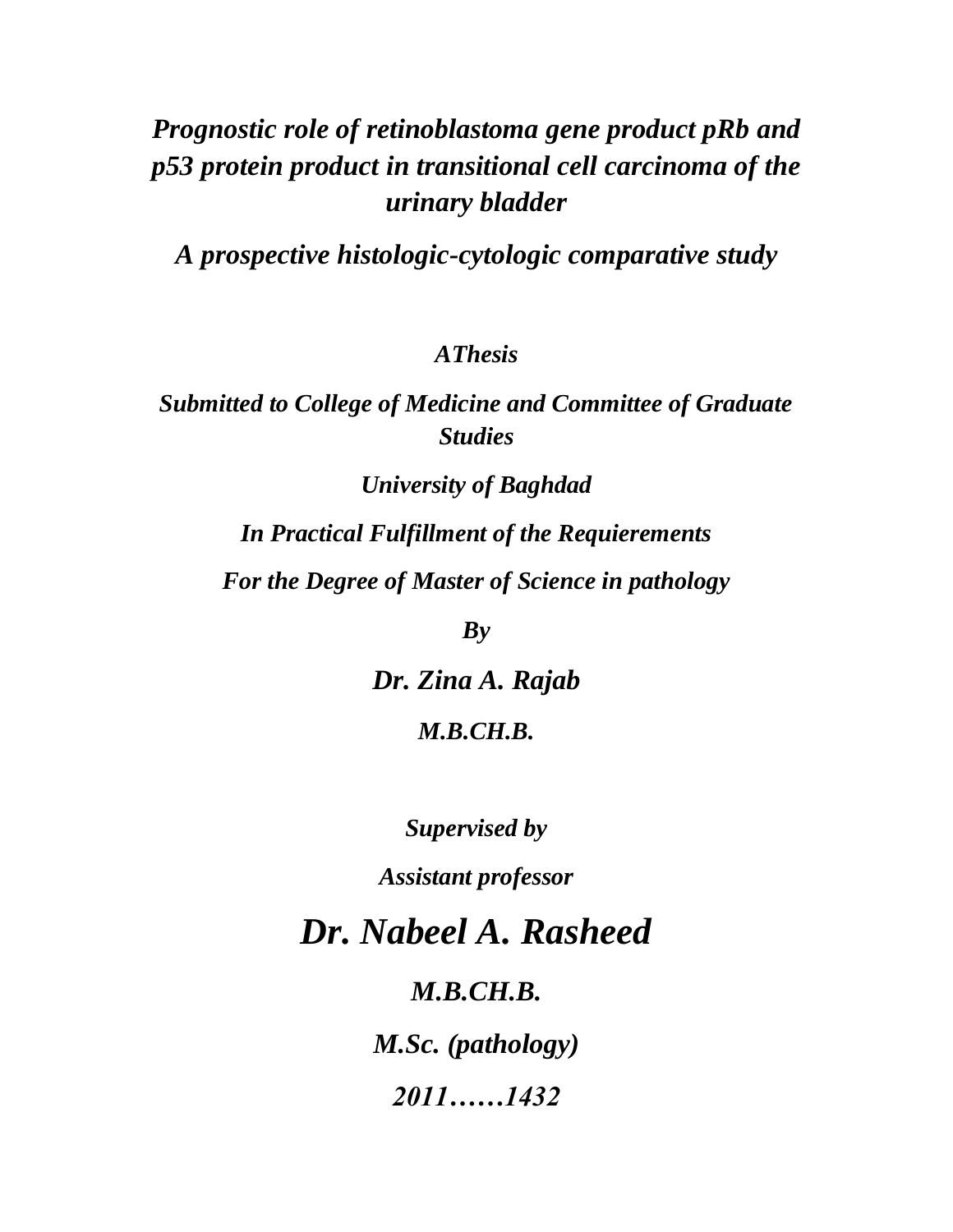# *Prognostic role of retinoblastoma gene product pRb and p53 protein product in transitional cell carcinoma of the urinary bladder*

## *A prospective histologic-cytologic comparative study*

***AThesis***

***Submitted to College of Medicine and Committee of Graduate Studies***

***University of Baghdad***

***In Practical Fulfillment of the Requierements***

***For the Degree of Master of Science in pathology***

***By***

***Dr. Zina A. Rajab***

***M.B.CH.B.***

***Supervised by***

***Assistant professor***

***Dr. Nabeel A. Rasheed***

***M.B.CH.B.***

***M.Sc. (pathology)***

***2011……1432***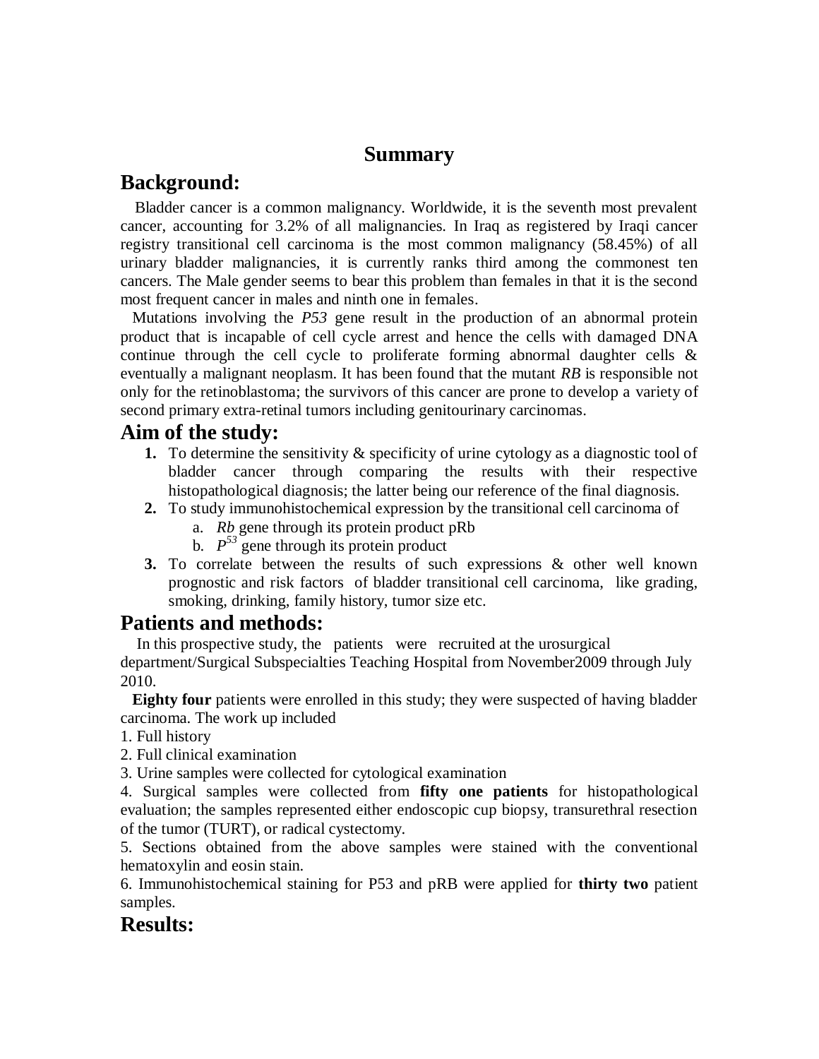# Summary

## Background:

Bladder cancer is a common malignancy. Worldwide, it is the seventh most prevalent cancer, accounting for 3.2% of all malignancies. In Iraq as registered by Iraqi cancer registry transitional cell carcinoma is the most common malignancy (58.45%) of all urinary bladder malignancies, it is currently ranks third among the commonest ten cancers. The Male gender seems to bear this problem than females in that it is the second most frequent cancer in males and ninth one in females.

Mutations involving the *P53* gene result in the production of an abnormal protein product that is incapable of cell cycle arrest and hence the cells with damaged DNA continue through the cell cycle to proliferate forming abnormal daughter cells & eventually a malignant neoplasm. It has been found that the mutant *RB* is responsible not only for the retinoblastoma; the survivors of this cancer are prone to develop a variety of second primary extra-retinal tumors including genitourinary carcinomas.

## Aim of the study:

1. To determine the sensitivity & specificity of urine cytology as a diagnostic tool of bladder cancer through comparing the results with their respective histopathological diagnosis; the latter being our reference of the final diagnosis.
2. To study immunohistochemical expression by the transitional cell carcinoma of
   a. *Rb* gene through its protein product pRb
   b. $P^{53}$ gene through its protein product
3. To correlate between the results of such expressions & other well known prognostic and risk factors of bladder transitional cell carcinoma, like grading, smoking, drinking, family history, tumor size etc.

## Patients and methods:

In this prospective study, the patients were recruited at the urosurgical department/Surgical Subspecialties Teaching Hospital from November2009 through July 2010.

**Eighty four** patients were enrolled in this study; they were suspected of having bladder carcinoma. The work up included

1. Full history
2. Full clinical examination
3. Urine samples were collected for cytological examination
4. Surgical samples were collected from **fifty one patients** for histopathological evaluation; the samples represented either endoscopic cup biopsy, transurethral resection of the tumor (TURT), or radical cystectomy.
5. Sections obtained from the above samples were stained with the conventional hematoxylin and eosin stain.
6. Immunohistochemical staining for P53 and pRB were applied for **thirty two** patient samples.

## Results: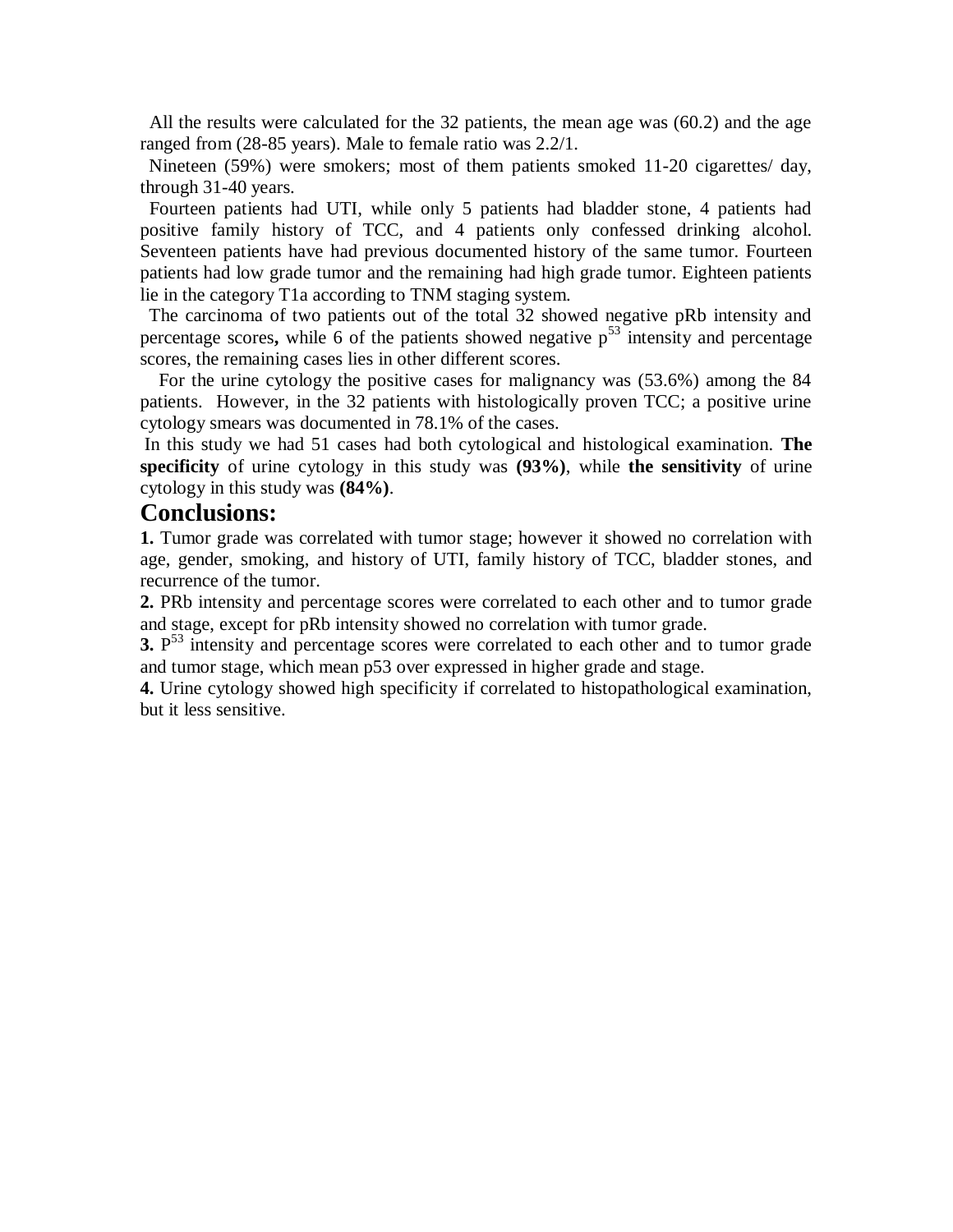All the results were calculated for the 32 patients, the mean age was (60.2) and the age ranged from (28-85 years). Male to female ratio was 2.2/1.

Nineteen (59%) were smokers; most of them patients smoked 11-20 cigarettes/ day, through 31-40 years.

Fourteen patients had UTI, while only 5 patients had bladder stone, 4 patients had positive family history of TCC, and 4 patients only confessed drinking alcohol. Seventeen patients have had previous documented history of the same tumor. Fourteen patients had low grade tumor and the remaining had high grade tumor. Eighteen patients lie in the category T1a according to TNM staging system.

The carcinoma of two patients out of the total 32 showed negative pRb intensity and percentage scores**,** while 6 of the patients showed negative $p^{53}$ intensity and percentage scores, the remaining cases lies in other different scores.

For the urine cytology the positive cases for malignancy was (53.6%) among the 84 patients. However, in the 32 patients with histologically proven TCC; a positive urine cytology smears was documented in 78.1% of the cases.

In this study we had 51 cases had both cytological and histological examination. **The specificity** of urine cytology in this study was **(93%)**, while **the sensitivity** of urine cytology in this study was **(84%)**.

## Conclusions:

**1.** Tumor grade was correlated with tumor stage; however it showed no correlation with age, gender, smoking, and history of UTI, family history of TCC, bladder stones, and recurrence of the tumor.

**2.** PRb intensity and percentage scores were correlated to each other and to tumor grade and stage, except for pRb intensity showed no correlation with tumor grade.

**3.** $P^{53}$ intensity and percentage scores were correlated to each other and to tumor grade and tumor stage, which mean p53 over expressed in higher grade and stage.

**4.** Urine cytology showed high specificity if correlated to histopathological examination, but it less sensitive.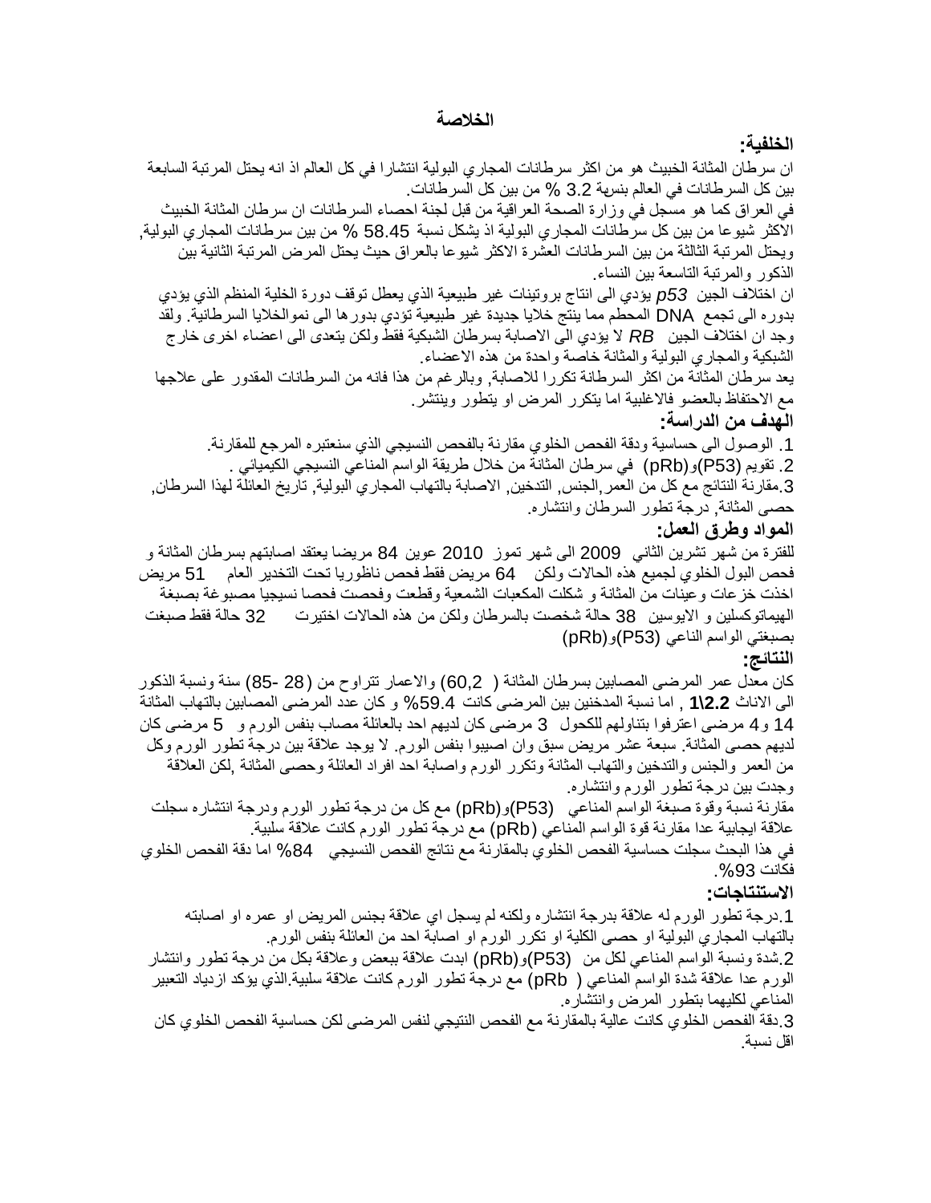# الخلاصة

**الخلفية:**

ان سرطان المثانة الخبيث هو من اكثر سرطانات المجاري البولية انتشارا في كل العالم اذ انه يحتل المرتبة السابعة بين كل السرطانات في العالم بنسبة 3.2 % من بين كل السرطانات.

في العراق كما هو مسجل في وزارة الصحة العراقية من قبل لجنة احصاء السرطانات ان سرطان المثانة الخبيث الاكثر شيوعا من بين كل سرطانات المجاري البولية اذ يشكل نسبة 58.45 % من بين سرطانات المجاري البولية, ويحتل المرتبة الثالثة من بين السرطانات العشرة الاكثر شيوعا بالعراق حيث يحتل المرض المرتبة الثانية بين الذكور والمرتبة التاسعة بين النساء.

ان اختلاف الجين *p53* يؤدي الى انتاج بروتينات غير طبيعية الذي يعطل توقف دورة الخلية المنظم الذي يؤدي بدوره الى تجمع DNA المحطم مما ينتج خلايا جديدة غير طبيعية تؤدي بدورها الى نموالخلايا السرطانية. ولقد وجد ان اختلاف الجين *RB* لا يؤدي الى الاصابة بسرطان الشبكية فقط ولكن يتعدى الى اعضاء اخرى خارج الشبكية والمجاري البولية والمثانة خاصة واحدة من هذه الاعضاء.

يعد سرطان المثانة من اكثر السرطانة تكررا للاصابة, وبالرغم من هذا فانه من السرطانات المقدور على علاجها مع الاحتفاظ بالعضو فالاغلبية اما يتكرر المرض او يتطور وينتشر.

**الهدف من الدراسة:**

1. الوصول الى حساسية ودقة الفحص الخلوي مقارنة بالفحص النسيجي الذي سنعتبره المرجع للمقارنة.
2. تقويم (P53)و(pRb) في سرطان المثانة من خلال طريقة الواسم المناعي النسيجي الكيميائي .
3. مقارنة النتائج مع كل من العمر,الجنس, التدخين, الاصابة بالتهاب المجاري البولية, تاريخ العائلة لهذا السرطان, حصى المثانة, درجة تطور السرطان وانتشاره.

**المواد وطرق العمل:**

للفترة من شهر تشرين الثاني 2009 الى شهر تموز 2010 عوين 84 مريضا يعتقد اصابتهم بسرطان المثانة و فحص البول الخلوي لجميع هذه الحالات ولكن 64 مريض فقط فحص ناظوريا تحت التخدير العام 51 مريض اخذت خزعات وعينات من المثانة و شكلت المكعبات الشمعية وقطعت وفحصت فحصا نسيجيا مصبوغة بصبغة الهيماتوكسلين و الايوسين 38 حالة شخصت بالسرطان ولكن من هذه الحالات اختيرت 32 حالة فقط صبغت بصبغتي الواسم الناعي (P53)و(pRb)

**النتائج:**

كان معدل عمر المرضى المصابين بسرطان المثانة ( 60,2) والاعمار تتراوح من (28 -85) سنة ونسبة الذكور الى الاناث **2.2\1** , اما نسبة المدخنين بين المرضى كانت 59.4% و كان عدد المرضى المصابين بالتهاب المثانة 14 و4 مرضى اعترفوا بتناولهم للكحول 3 مرضى كان لديهم احد بالعائلة مصاب بنفس الورم و 5 مرضى كان لديهم حصى المثانة. سبعة عشر مريض سبق وان اصيبوا بنفس الورم. لا يوجد علاقة بين درجة تطور الورم وكل من العمر والجنس والتدخين والتهاب المثانة وتكرر الورم واصابة احد افراد العائلة وحصى المثانة ,لكن العلاقة وجدت بين درجة تطور الورم وانتشاره.

مقارنة نسبة وقوة صبغة الواسم المناعي (P53)و(pRb) مع كل من درجة تطور الورم ودرجة انتشاره سجلت علاقة ايجابية عدا مقارنة قوة الواسم المناعي (pRb) مع درجة تطور الورم كانت علاقة سلبية.

في هذا البحث سجلت حساسية الفحص الخلوي بالمقارنة مع نتائج الفحص النسيجي 84% اما دقة الفحص الخلوي فكانت 93%.

**الاستنتاجات:**

1. درجة تطور الورم له علاقة بدرجة انتشاره ولكنه لم يسجل اي علاقة بجنس المريض او عمره او اصابته بالتهاب المجاري البولية او حصى الكلية او تكرر الورم او اصابة احد من العائلة بنفس الورم.
2. شدة ونسبة الواسم المناعي لكل من (P53)و(pRb) ابدت علاقة ببعض وعلاقة بكل من درجة تطور وانتشار الورم عدا علاقة شدة الواسم المناعي ( pRb) مع درجة تطور الورم كانت علاقة سلبية.الذي يؤكد ازدياد التعبير المناعي لكليهما بتطور المرض وانتشاره.
3. دقة الفحص الخلوي كانت عالية بالمقارنة مع الفحص النتيجي لنفس المرضى لكن حساسية الفحص الخلوي كان اقل نسبة.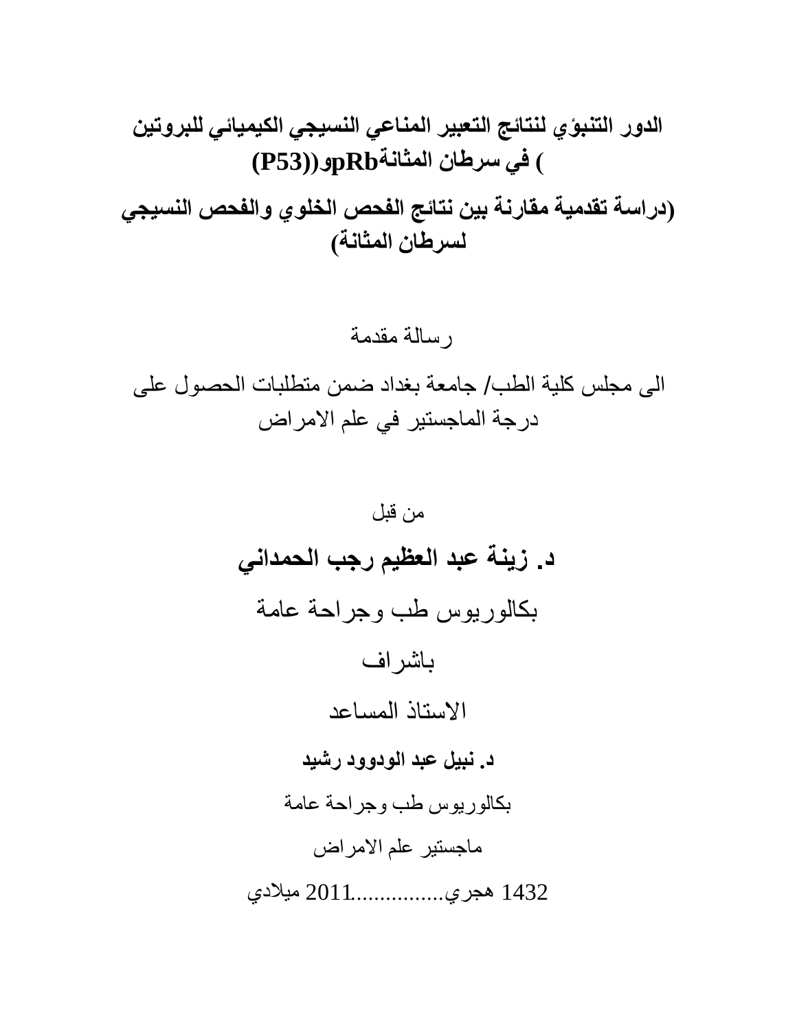# الدور التنبؤي لنتائج التعبير المناعي النسيجي الكيميائي للبروتين (P53)(وpRb) في سرطان المثانة

## (دراسة تقدمية مقارنة بين نتائج الفحص الخلوي والفحص النسيجي لسرطان المثانة)

رسالة مقدمة

الى مجلس كلية الطب/ جامعة بغداد ضمن متطلبات الحصول على درجة الماجستير في علم الامراض

من قبل

**د. زينة عبد العظيم رجب الحمداني**

بكالوريوس طب وجراحة عامة

باشراف

الاستاذ المساعد

**د. نبيل عبد الودوود رشيد**

بكالوريوس طب وجراحة عامة

ماجستير علم الامراض

1432 هجري...............2011 ميلادي